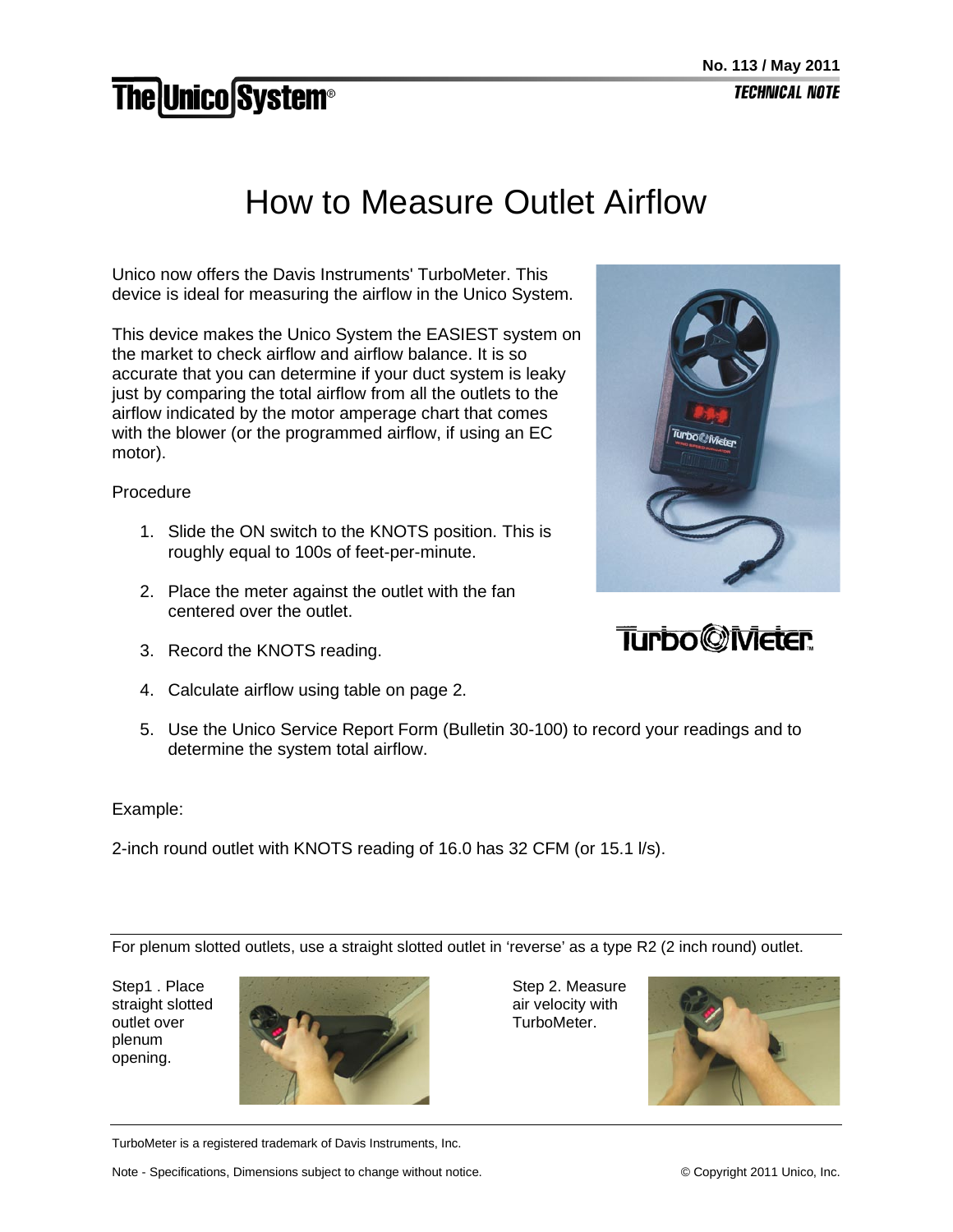No. 113 / May 2011

*TECHNICAL NOTE*

# How to Measure Outlet Airflow

Unico now offers the Davis Instruments' TurboMeter. This device is ideal for measuring the airflow in the Unico System.

This device makes the Unico System the EASIEST system on the market to check airflow and airflow balance. It is so accurate that you can determine if your duct system is leaky just by comparing the total airflow from all the outlets to the airflow indicated by the motor amperage chart that comes with the blower (or the programmed airflow, if using an EC motor).

Procedure

1. Slide the ON switch to the KNOTS position. This is roughly equal to 100s of feet-per-minute.
2. Place the meter against the outlet with the fan centered over the outlet.
3. Record the KNOTS reading.
4. Calculate airflow using table on page 2.
5. Use the Unico Service Report Form (Bulletin 30-100) to record your readings and to determine the system total airflow.

Example:

2-inch round outlet with KNOTS reading of 16.0 has 32 CFM (or 15.1 l/s).

---

For plenum slotted outlets, use a straight slotted outlet in 'reverse' as a type R2 (2 inch round) outlet.

Step1 . Place straight slotted outlet over plenum opening.

Step 2. Measure air velocity with TurboMeter.

---

TurboMeter is a registered trademark of Davis Instruments, Inc.

Note - Specifications, Dimensions subject to change without notice.

© Copyright 2011 Unico, Inc.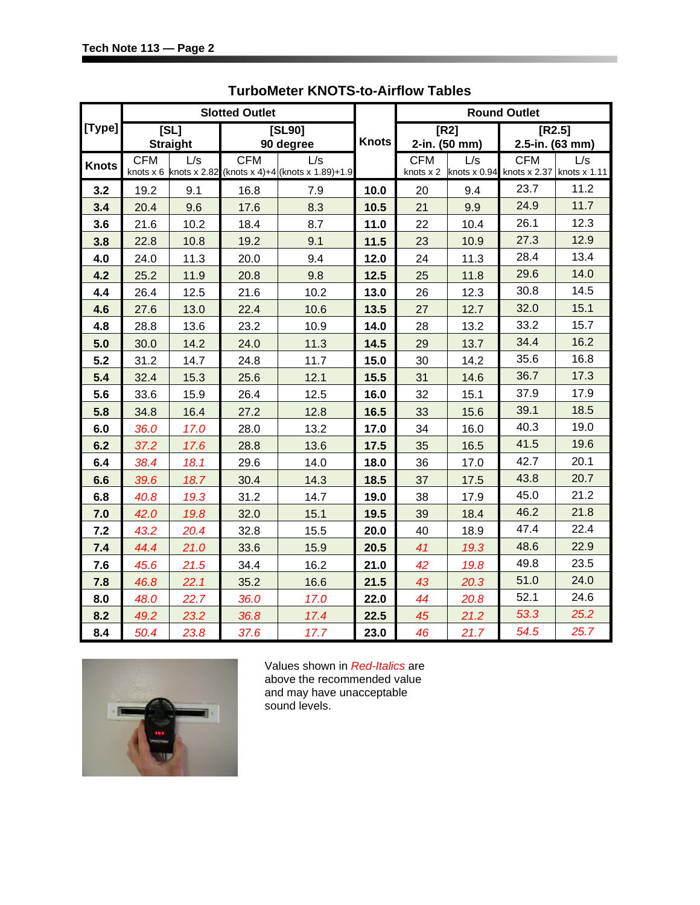## TurboMeter KNOTS-to-Airflow Tables

| [Type] | Slotted Outlet | | | | | Round Outlet | | | |
|---|---|---|---|---|---|---|---|---|---|
| | [SL] Straight | | [SL90] 90 degree | | Knots | [R2] 2-in. (50 mm) | | [R2.5] 2.5-in. (63 mm) | |
| Knots | CFM knots x 6 | L/s knots x 2.82 | CFM (knots x 4)+4 | L/s (knots x 1.89)+1.9 | | CFM knots x 2 | L/s knots x 0.94 | CFM knots x 2.37 | L/s knots x 1.11 |
| **3.2** | 19.2 | 9.1 | 16.8 | 7.9 | **10.0** | 20 | 9.4 | 23.7 | 11.2 |
| **3.4** | 20.4 | 9.6 | 17.6 | 8.3 | **10.5** | 21 | 9.9 | 24.9 | 11.7 |
| **3.6** | 21.6 | 10.2 | 18.4 | 8.7 | **11.0** | 22 | 10.4 | 26.1 | 12.3 |
| **3.8** | 22.8 | 10.8 | 19.2 | 9.1 | **11.5** | 23 | 10.9 | 27.3 | 12.9 |
| **4.0** | 24.0 | 11.3 | 20.0 | 9.4 | **12.0** | 24 | 11.3 | 28.4 | 13.4 |
| **4.2** | 25.2 | 11.9 | 20.8 | 9.8 | **12.5** | 25 | 11.8 | 29.6 | 14.0 |
| **4.4** | 26.4 | 12.5 | 21.6 | 10.2 | **13.0** | 26 | 12.3 | 30.8 | 14.5 |
| **4.6** | 27.6 | 13.0 | 22.4 | 10.6 | **13.5** | 27 | 12.7 | 32.0 | 15.1 |
| **4.8** | 28.8 | 13.6 | 23.2 | 10.9 | **14.0** | 28 | 13.2 | 33.2 | 15.7 |
| **5.0** | 30.0 | 14.2 | 24.0 | 11.3 | **14.5** | 29 | 13.7 | 34.4 | 16.2 |
| **5.2** | 31.2 | 14.7 | 24.8 | 11.7 | **15.0** | 30 | 14.2 | 35.6 | 16.8 |
| **5.4** | 32.4 | 15.3 | 25.6 | 12.1 | **15.5** | 31 | 14.6 | 36.7 | 17.3 |
| **5.6** | 33.6 | 15.9 | 26.4 | 12.5 | **16.0** | 32 | 15.1 | 37.9 | 17.9 |
| **5.8** | 34.8 | 16.4 | 27.2 | 12.8 | **16.5** | 33 | 15.6 | 39.1 | 18.5 |
| **6.0** | *36.0* | *17.0* | 28.0 | 13.2 | **17.0** | 34 | 16.0 | 40.3 | 19.0 |
| **6.2** | *37.2* | *17.6* | 28.8 | 13.6 | **17.5** | 35 | 16.5 | 41.5 | 19.6 |
| **6.4** | *38.4* | *18.1* | 29.6 | 14.0 | **18.0** | 36 | 17.0 | 42.7 | 20.1 |
| **6.6** | *39.6* | *18.7* | 30.4 | 14.3 | **18.5** | 37 | 17.5 | 43.8 | 20.7 |
| **6.8** | *40.8* | *19.3* | 31.2 | 14.7 | **19.0** | 38 | 17.9 | 45.0 | 21.2 |
| **7.0** | *42.0* | *19.8* | 32.0 | 15.1 | **19.5** | 39 | 18.4 | 46.2 | 21.8 |
| **7.2** | *43.2* | *20.4* | 32.8 | 15.5 | **20.0** | 40 | 18.9 | 47.4 | 22.4 |
| **7.4** | *44.4* | *21.0* | 33.6 | 15.9 | **20.5** | *41* | *19.3* | 48.6 | 22.9 |
| **7.6** | *45.6* | *21.5* | 34.4 | 16.2 | **21.0** | *42* | *19.8* | 49.8 | 23.5 |
| **7.8** | *46.8* | *22.1* | 35.2 | 16.6 | **21.5** | *43* | *20.3* | 51.0 | 24.0 |
| **8.0** | *48.0* | *22.7* | *36.0* | *17.0* | **22.0** | *44* | *20.8* | 52.1 | 24.6 |
| **8.2** | *49.2* | *23.2* | *36.8* | *17.4* | **22.5** | *45* | *21.2* | *53.3* | *25.2* |
| **8.4** | *50.4* | *23.8* | *37.6* | *17.7* | **23.0** | *46* | *21.7* | *54.5* | *25.7* |

Values shown in *Red-Italics* are above the recommended value and may have unacceptable sound levels.